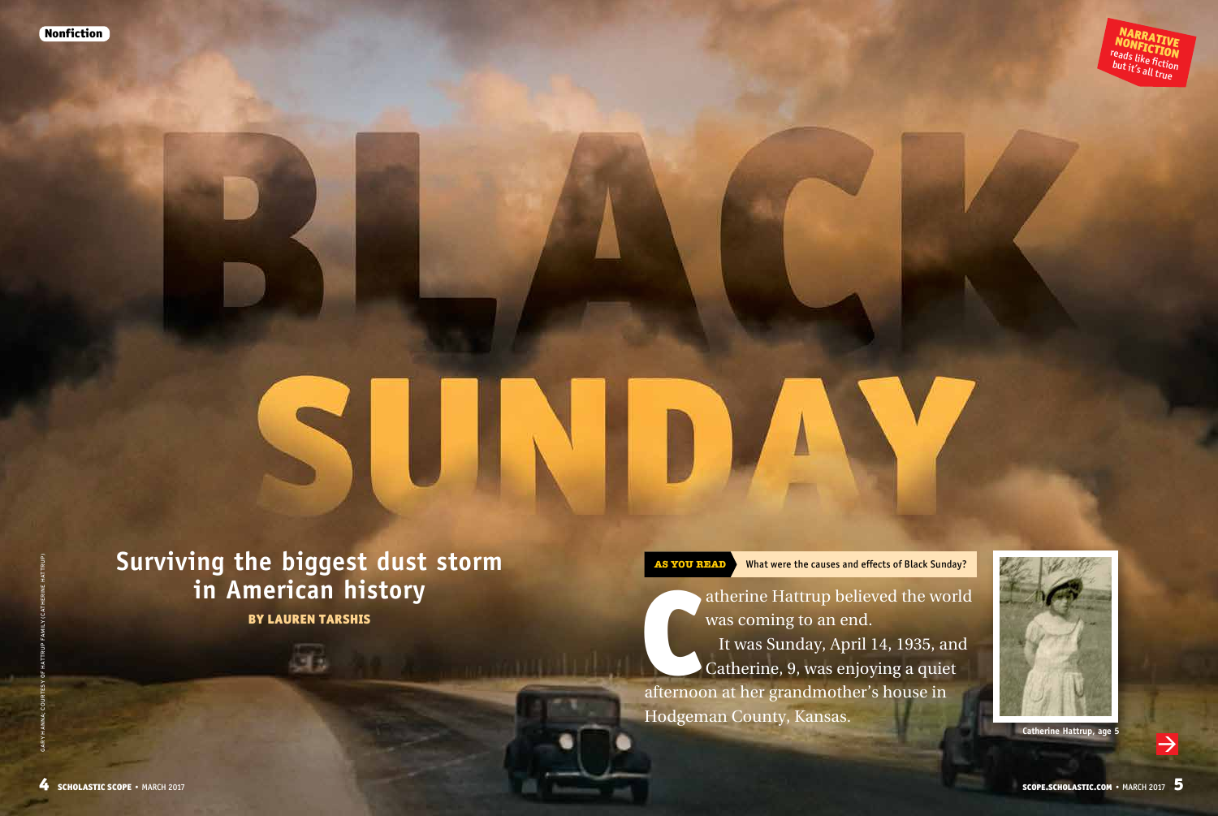Nonfiction

NARRATIVE NONFICTION reads like fiction but it's all true

# BLACK SUNDAY

## Surviving the biggest dust storm in American history

**BY LAUREN TARSHIS**

**AS YOU READ** What were the causes and effects of Black Sunday?

Catherine Hattrup believed the world was coming to an end.

It was Sunday, April 14, 1935, and Catherine, 9, was enjoying a quiet afternoon at her grandmother's house in Hodgeman County, Kansas.

Catherine Hattrup, age 5

GARY HANNA; COURTESY OF HATTRUP FAMILY (CATHERINE HATTRUP)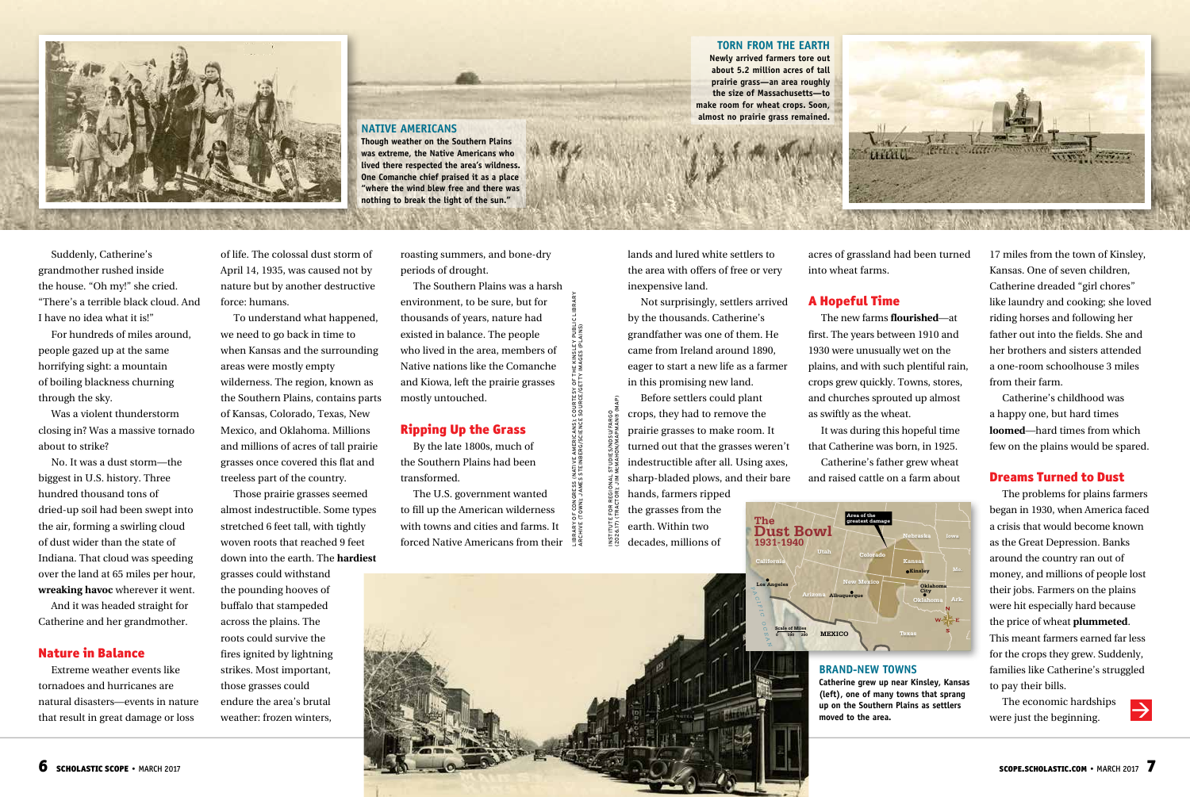**NATIVE AMERICANS**
Though weather on the Southern Plains was extreme, the Native Americans who lived there respected the area's wildness. One Comanche chief praised it as a place "where the wind blew free and there was nothing to break the light of the sun."

**TORN FROM THE EARTH**
Newly arrived farmers tore out about 5.2 million acres of tall prairie grass—an area roughly the size of Massachusetts—to make room for wheat crops. Soon, almost no prairie grass remained.

Suddenly, Catherine's grandmother rushed inside the house. "Oh my!" she cried. "There's a terrible black cloud. And I have no idea what it is!"

For hundreds of miles around, people gazed up at the same horrifying sight: a mountain of boiling blackness churning through the sky.

Was a violent thunderstorm closing in? Was a massive tornado about to strike?

No. It was a dust storm—the biggest in U.S. history. Three hundred thousand tons of dried-up soil had been swept into the air, forming a swirling cloud of dust wider than the state of Indiana. That cloud was speeding over the land at 65 miles per hour, **wreaking havoc** wherever it went.

And it was headed straight for Catherine and her grandmother.

## Nature in Balance

Extreme weather events like tornadoes and hurricanes are natural disasters—events in nature that result in great damage or loss of life. The colossal dust storm of April 14, 1935, was caused not by nature but by another destructive force: humans.

To understand what happened, we need to go back in time to when Kansas and the surrounding areas were mostly empty wilderness. The region, known as the Southern Plains, contains parts of Kansas, Colorado, Texas, New Mexico, and Oklahoma. Millions and millions of acres of tall prairie grasses once covered this flat and treeless part of the country.

Those prairie grasses seemed almost indestructible. Some types stretched 6 feet tall, with tightly woven roots that reached 9 feet down into the earth. The **hardiest** grasses could withstand the pounding hooves of buffalo that stampeded across the plains. The roots could survive the fires ignited by lightning strikes. Most important, those grasses could endure the area's brutal weather: frozen winters, roasting summers, and bone-dry periods of drought.

The Southern Plains was a harsh environment, to be sure, but for thousands of years, nature had existed in balance. The people who lived in the area, members of Native nations like the Comanche and Kiowa, left the prairie grasses mostly untouched.

## Ripping Up the Grass

By the late 1800s, much of the Southern Plains had been transformed.

The U.S. government wanted to fill up the American wilderness with towns and cities and farms. It forced Native Americans from their lands and lured white settlers to the area with offers of free or very inexpensive land.

Not surprisingly, settlers arrived by the thousands. Catherine's grandfather was one of them. He came from Ireland around 1890, eager to start a new life as a farmer in this promising new land.

Before settlers could plant crops, they had to remove the prairie grasses to make room. It turned out that the grasses weren't indestructible after all. Using axes, sharp-bladed plows, and their bare hands, farmers ripped the grasses from the earth. Within two decades, millions of acres of grassland had been turned into wheat farms.

## A Hopeful Time

The new farms **flourished**—at first. The years between 1910 and 1930 were unusually wet on the plains, and with such plentiful rain, crops grew quickly. Towns, stores, and churches sprouted up almost as swiftly as the wheat.

It was during this hopeful time that Catherine was born, in 1925.

Catherine's father grew wheat and raised cattle on a farm about 17 miles from the town of Kinsley, Kansas. One of seven children, Catherine dreaded "girl chores" like laundry and cooking; she loved riding horses and following her father out into the fields. She and her brothers and sisters attended a one-room schoolhouse 3 miles from their farm.

Catherine's childhood was a happy one, but hard times **loomed**—hard times from which few on the plains would be spared.

**The Dust Bowl 1931-1940**

**BRAND-NEW TOWNS**
Catherine grew up near Kinsley, Kansas (left), one of many towns that sprang up on the Southern Plains as settlers moved to the area.

## Dreams Turned to Dust

The problems for plains farmers began in 1930, when America faced a crisis that would become known as the Great Depression. Banks around the country ran out of money, and millions of people lost their jobs. Farmers on the plains were hit especially hard because the price of wheat **plummeted**. This meant farmers earned far less for the crops they grew. Suddenly, families like Catherine's struggled to pay their bills.

The economic hardships were just the beginning.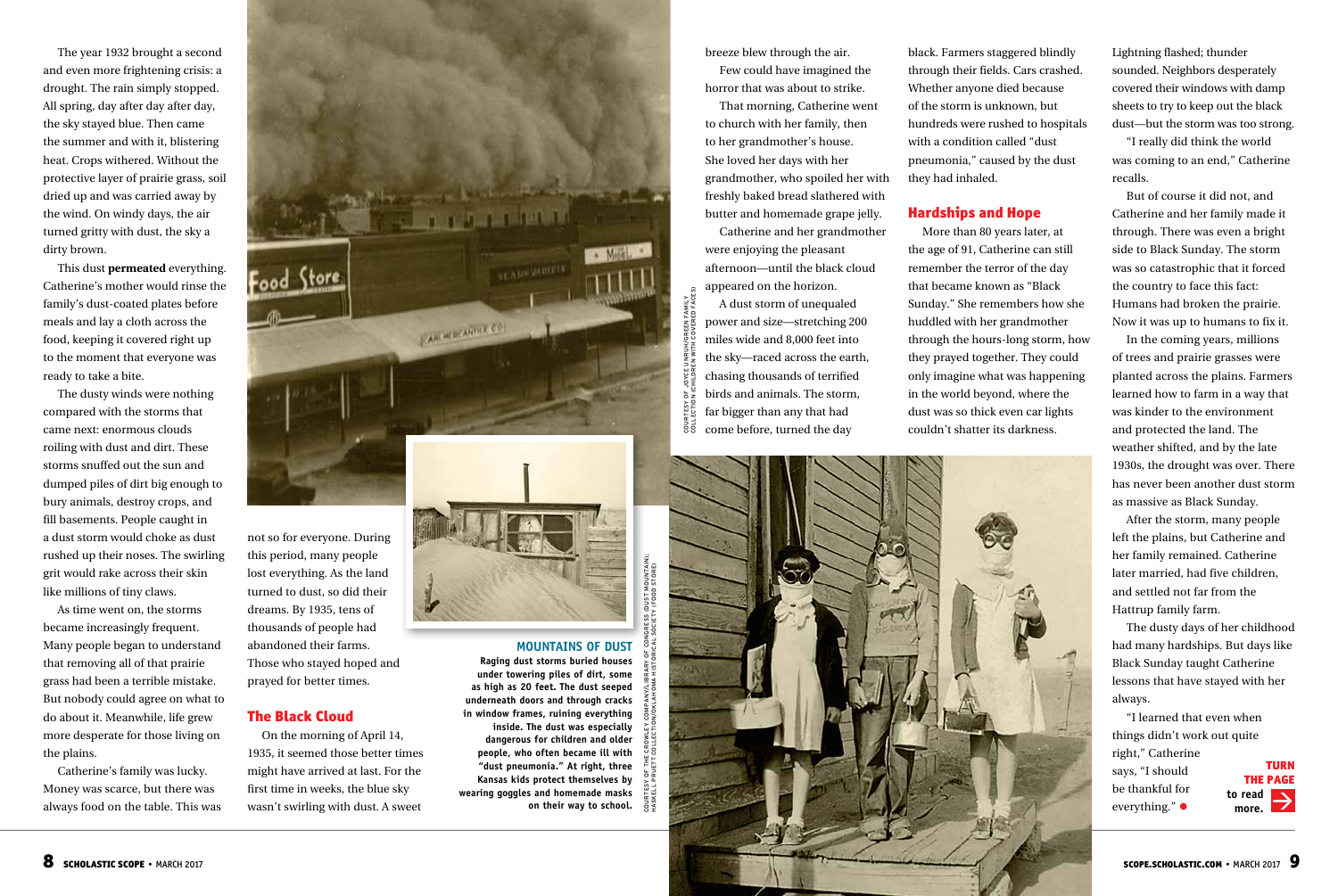The year 1932 brought a second and even more frightening crisis: a drought. The rain simply stopped. All spring, day after day, the sky stayed blue. Then came the summer and with it, blistering heat. Crops withered. Without the protective layer of prairie grass, soil dried up and was carried away by the wind. On windy days, the air turned gritty with dust, the sky a dirty brown.

This dust **permeated** everything. Catherine's mother would rinse the family's dust-coated plates before meals and lay a cloth across the food, keeping it covered right up to the moment that everyone was ready to take a bite.

The dusty winds were nothing compared with the storms that came next: enormous clouds roiling with dust and dirt. These storms snuffed out the sun and dumped piles of dirt big enough to bury animals, destroy crops, and fill basements. People caught in a dust storm would choke as dust rushed up their noses. The swirling grit would rake across their skin like millions of tiny claws.

As time went on, the storms became increasingly frequent. Many people began to understand that removing all of that prairie grass had been a terrible mistake. But nobody could agree on what to do about it. Meanwhile, life grew more desperate for those living on the plains.

Catherine's family was lucky. Money was scarce, but there was always food on the table. This was not so for everyone. During this period, many people lost everything. As the land turned to dust, so did their dreams. By 1935, tens of thousands of people had abandoned their farms. Those who stayed hoped and prayed for better times.

## The Black Cloud

On the morning of April 14, 1935, it seemed those better times might have arrived at last. For the first time in weeks, the blue sky wasn't swirling with dust. A sweet breeze blew through the air.

Few could have imagined the horror that was about to strike.

That morning, Catherine went to church with her family, then to her grandmother's house. She loved her days with her grandmother, who spoiled her with freshly baked bread slathered with butter and homemade grape jelly.

Catherine and her grandmother were enjoying the pleasant afternoon—until the black cloud appeared on the horizon.

A dust storm of unequaled power and size—stretching 200 miles wide and 8,000 feet into the sky—raced across the earth, chasing thousands of terrified birds and animals. The storm, far bigger than any that had come before, turned the day black. Farmers staggered blindly through their fields. Cars crashed. Whether anyone died because of the storm is unknown, but hundreds were rushed to hospitals with a condition called "dust pneumonia," caused by the dust they had inhaled.

## Hardships and Hope

More than 80 years later, at the age of 91, Catherine can still remember the terror of the day that became known as "Black Sunday." She remembers how she huddled with her grandmother through the hours-long storm, how they prayed together. They could only imagine what was happening in the world beyond, where the dust was so thick even car lights couldn't shatter its darkness.

Lightning flashed; thunder sounded. Neighbors desperately covered their windows with damp sheets to try to keep out the black dust—but the storm was too strong.

"I really did think the world was coming to an end," Catherine recalls.

But of course it did not, and Catherine and her family made it through. There was even a bright side to Black Sunday. The storm was so catastrophic that it forced the country to face this fact: Humans had broken the prairie. Now it was up to humans to fix it.

In the coming years, millions of trees and prairie grasses were planted across the plains. Farmers learned how to farm in a way that was kinder to the environment and protected the land. The weather shifted, and by the late 1930s, the drought was over. There has never been another dust storm as massive as Black Sunday.

After the storm, many people left the plains, but Catherine and her family remained. Catherine later married, had five children, and settled not far from the Hattrup family farm.

The dusty days of her childhood had many hardships. But days like Black Sunday taught Catherine lessons that have stayed with her always.

"I learned that even when things didn't work out quite right," Catherine says, "I should be thankful for everything." ●

**TURN THE PAGE to read more.**

**MOUNTAINS OF DUST**

**Raging dust storms buried houses under towering piles of dirt, some as high as 20 feet. The dust seeped underneath doors and through cracks in window frames, ruining everything inside. The dust was especially dangerous for children and older people, who often became ill with "dust pneumonia." At right, three Kansas kids protect themselves by wearing goggles and homemade masks on their way to school.**

COURTESY OF THE CROWLEY COMPANY/LIBRARY OF CONGRESS (DUST MOUNTAIN); HASKELL PRUETT COLLECTION/OKLAHOMA HISTORICAL SOCIETY (FOOD STORE)

COURTESY OF JOYCE UNRUH/GREEN FAMILY COLLECTION (CHILDREN WITH COVERED FACES)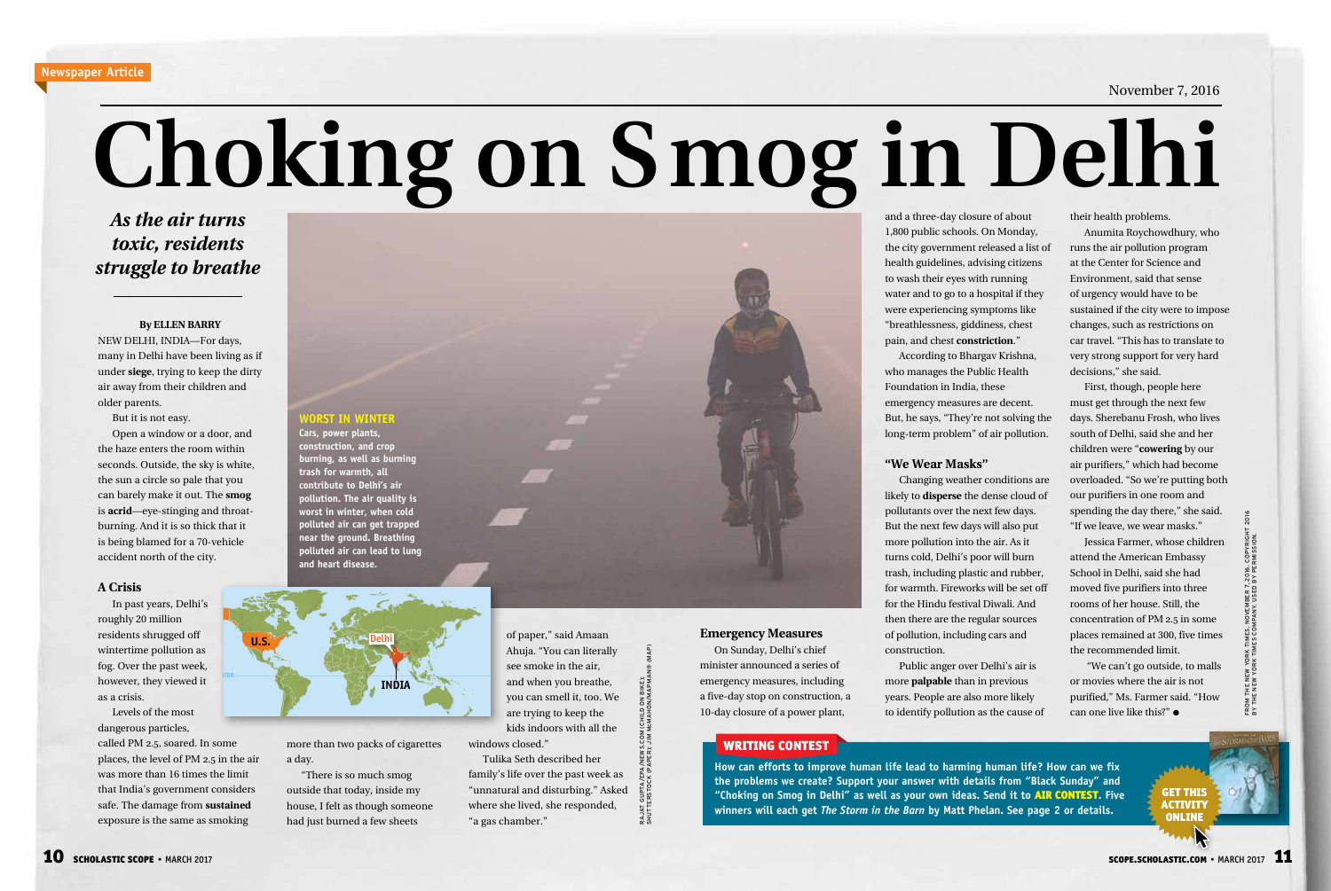Newspaper Article

November 7, 2016

# Choking on Smog in Delhi

*As the air turns toxic, residents struggle to breathe*

**By ELLEN BARRY**

NEW DELHI, INDIA—For days, many in Delhi have been living as if under **siege**, trying to keep the dirty air away from their children and older parents.

But it is not easy.

Open a window or a door, and the haze enters the room within seconds. Outside, the sky is white, the sun a circle so pale that you can barely make it out. The **smog** is **acrid**—eye-stinging and throat-burning. And it is so thick that it is being blamed for a 70-vehicle accident north of the city.

**WORST IN WINTER**
Cars, power plants, construction, and crop burning, as well as burning trash for warmth, all contribute to Delhi's air pollution. The air quality is worst in winter, when cold polluted air can get trapped near the ground. Breathing polluted air can lead to lung and heart disease.

U.S.
Delhi
INDIA

### A Crisis

In past years, Delhi's roughly 20 million residents shrugged off wintertime pollution as fog. Over the past week, however, they viewed it as a crisis.

Levels of the most dangerous particles, called PM 2.5, soared. In some places, the level of PM 2.5 in the air was more than 16 times the limit that India's government considers safe. The damage from **sustained** exposure is the same as smoking more than two packs of cigarettes a day.

"There is so much smog outside that today, inside my house, I felt as though someone had just burned a few sheets of paper," said Amaan Ahuja. "You can literally see smoke in the air, and when you breathe, you can smell it, too. We are trying to keep the kids indoors with all the windows closed."

Tulika Seth described her family's life over the past week as "unnatural and disturbing." Asked where she lived, she responded, "a gas chamber."

### Emergency Measures

On Sunday, Delhi's chief minister announced a series of emergency measures, including a five-day stop on construction, a 10-day closure of a power plant, and a three-day closure of about 1,800 public schools. On Monday, the city government released a list of health guidelines, advising citizens to wash their eyes with running water and to go to a hospital if they were experiencing symptoms like "breathlessness, giddiness, chest pain, and chest **constriction**."

According to Bhargav Krishna, who manages the Public Health Foundation in India, these emergency measures are decent. But, he says, "They're not solving the long-term problem" of air pollution.

### "We Wear Masks"

Changing weather conditions are likely to **disperse** the dense cloud of pollutants over the next few days. But the next few days will also put more pollution into the air. As it turns cold, Delhi's poor will burn trash, including plastic and rubber, for warmth. Fireworks will be set off for the Hindu festival Diwali. And then there are the regular sources of pollution, including cars and construction.

Public anger over Delhi's air is more **palpable** than in previous years. People are also more likely to identify pollution as the cause of their health problems.

Anumita Roychowdhury, who runs the air pollution program at the Center for Science and Environment, said that sense of urgency would have to be sustained if the city were to impose changes, such as restrictions on car travel. "This has to translate to very strong support for very hard decisions," she said.

First, though, people here must get through the next few days. Sherebanu Frosh, who lives south of Delhi, said she and her children were "**cowering** by our air purifiers," which had become overloaded. "So we're putting both our purifiers in one room and spending the day there," she said. "If we leave, we wear masks."

Jessica Farmer, whose children attend the American Embassy School in Delhi, said she had moved five purifiers into three rooms of her house. Still, the concentration of PM 2.5 in some places remained at 300, five times the recommended limit.

"We can't go outside, to malls or movies where the air is not purified," Ms. Farmer said. "How can one live like this?" ●

RAJAT GUPTA/EPA/NEWSCOM (CHILD ON BIKE); SHUTTERSTOCK (PAPER); JIM MCMAHON/MAPMAN® (MAP)

FROM THE NEW YORK TIMES, NOVEMBER 7, 2016. COPYRIGHT 2016 BY THE NEW YORK TIMES COMPANY. USED BY PERMISSION.

**WRITING CONTEST**

**How can efforts to improve human life lead to harming human life? How can we fix the problems we create? Support your answer with details from "Black Sunday" and "Choking on Smog in Delhi" as well as your own ideas. Send it to AIR CONTEST. Five winners will each get *The Storm in the Barn* by Matt Phelan. See page 2 or details.**

GET THIS ACTIVITY ONLINE